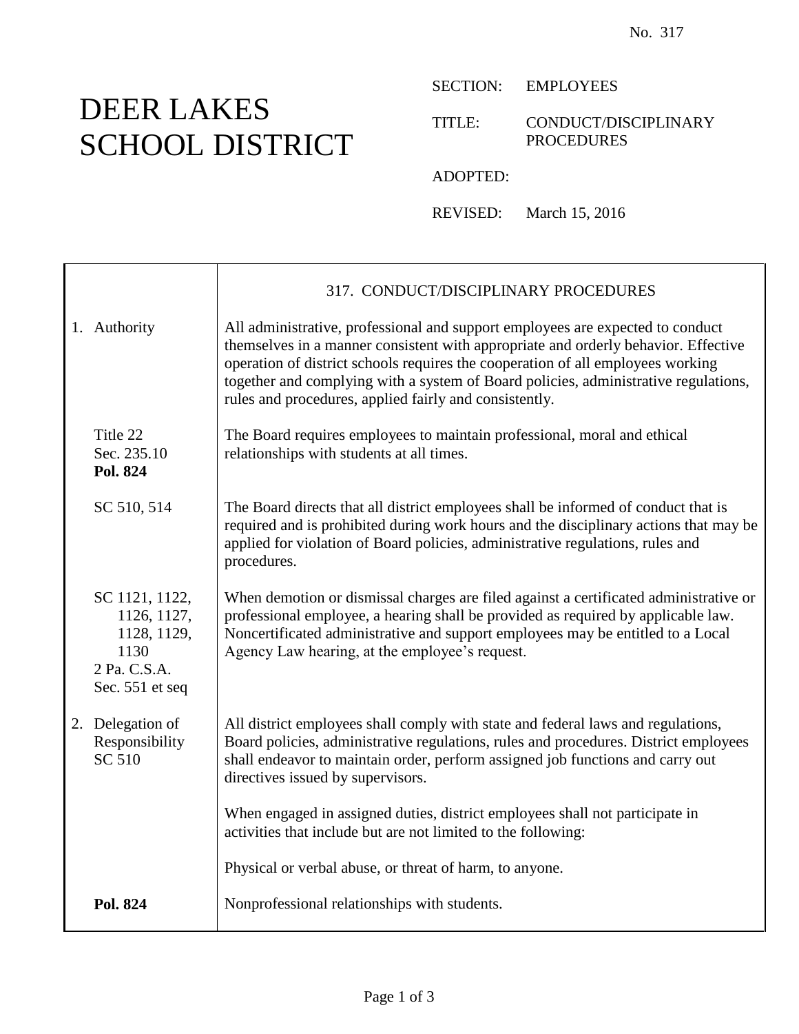No. 317

# DEER LAKES SCHOOL DISTRICT

SECTION: EMPLOYEES

TITLE: CONDUCT/DISCIPLINARY PROCEDURES

ADOPTED:

REVISED: March 15, 2016

## 317. CONDUCT/DISCIPLINARY PROCEDURES

| | |
|---|---|
| 1. Authority | All administrative, professional and support employees are expected to conduct themselves in a manner consistent with appropriate and orderly behavior. Effective operation of district schools requires the cooperation of all employees working together and complying with a system of Board policies, administrative regulations, rules and procedures, applied fairly and consistently. |
| Title 22 Sec. 235.10 **Pol. 824** | The Board requires employees to maintain professional, moral and ethical relationships with students at all times. |
| SC 510, 514 | The Board directs that all district employees shall be informed of conduct that is required and is prohibited during work hours and the disciplinary actions that may be applied for violation of Board policies, administrative regulations, rules and procedures. |
| SC 1121, 1122, 1126, 1127, 1128, 1129, 1130 2 Pa. C.S.A. Sec. 551 et seq | When demotion or dismissal charges are filed against a certificated administrative or professional employee, a hearing shall be provided as required by applicable law. Noncertificated administrative and support employees may be entitled to a Local Agency Law hearing, at the employee's request. |
| 2. Delegation of Responsibility SC 510 | All district employees shall comply with state and federal laws and regulations, Board policies, administrative regulations, rules and procedures. District employees shall endeavor to maintain order, perform assigned job functions and carry out directives issued by supervisors. |
| | When engaged in assigned duties, district employees shall not participate in activities that include but are not limited to the following: |
| | Physical or verbal abuse, or threat of harm, to anyone. |
| **Pol. 824** | Nonprofessional relationships with students. |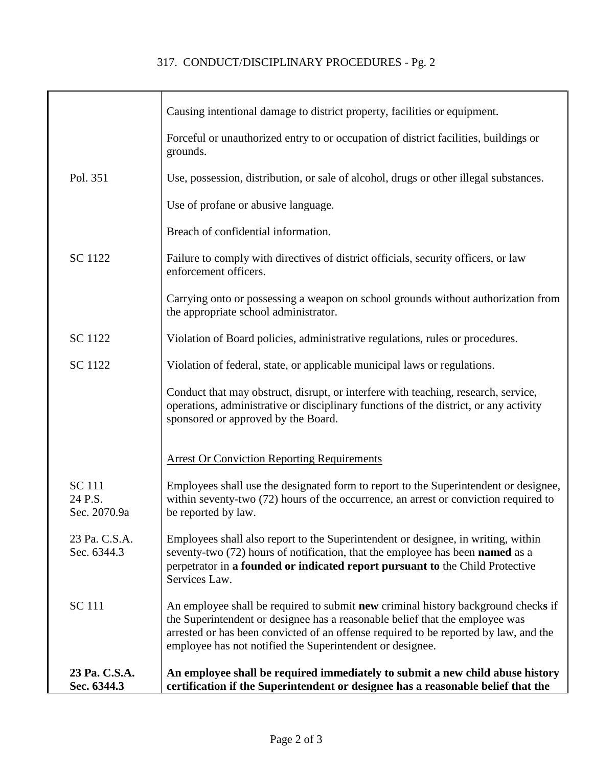| | |
|---|---|
| | Causing intentional damage to district property, facilities or equipment. |
| | Forceful or unauthorized entry to or occupation of district facilities, buildings or grounds. |
| Pol. 351 | Use, possession, distribution, or sale of alcohol, drugs or other illegal substances. |
| | Use of profane or abusive language. |
| | Breach of confidential information. |
| SC 1122 | Failure to comply with directives of district officials, security officers, or law enforcement officers. |
| | Carrying onto or possessing a weapon on school grounds without authorization from the appropriate school administrator. |
| SC 1122 | Violation of Board policies, administrative regulations, rules or procedures. |
| SC 1122 | Violation of federal, state, or applicable municipal laws or regulations. |
| | Conduct that may obstruct, disrupt, or interfere with teaching, research, service, operations, administrative or disciplinary functions of the district, or any activity sponsored or approved by the Board. |
| | <u>Arrest Or Conviction Reporting Requirements</u> |
| SC 111<br>24 P.S.<br>Sec. 2070.9a | Employees shall use the designated form to report to the Superintendent or designee, within seventy-two (72) hours of the occurrence, an arrest or conviction required to be reported by law. |
| 23 Pa. C.S.A.<br>Sec. 6344.3 | Employees shall also report to the Superintendent or designee, in writing, within seventy-two (72) hours of notification, that the employee has been **named** as a perpetrator in **a founded or indicated report pursuant to** the Child Protective Services Law. |
| SC 111 | An employee shall be required to submit **new** criminal history background check**s** if the Superintendent or designee has a reasonable belief that the employee was arrested or has been convicted of an offense required to be reported by law, and the employee has not notified the Superintendent or designee. |
| **23 Pa. C.S.A.<br>Sec. 6344.3** | **An employee shall be required immediately to submit a new child abuse history certification if the Superintendent or designee has a reasonable belief that the** |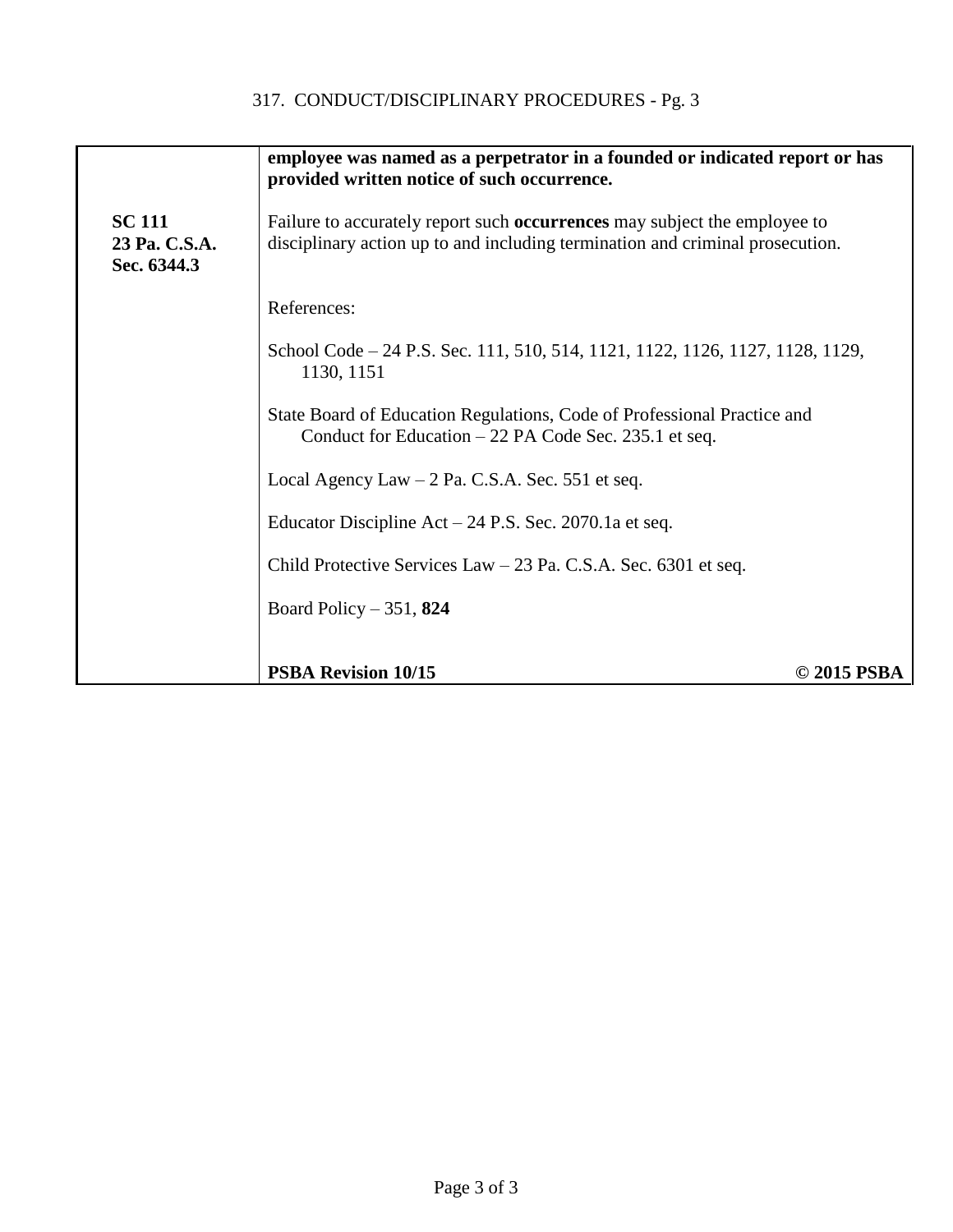**employee was named as a perpetrator in a founded or indicated report or has provided written notice of such occurrence.**

**SC 111**
**23 Pa. C.S.A. Sec. 6344.3**

Failure to accurately report such **occurrences** may subject the employee to disciplinary action up to and including termination and criminal prosecution.

References:

School Code – 24 P.S. Sec. 111, 510, 514, 1121, 1122, 1126, 1127, 1128, 1129, 1130, 1151

State Board of Education Regulations, Code of Professional Practice and Conduct for Education – 22 PA Code Sec. 235.1 et seq.

Local Agency Law – 2 Pa. C.S.A. Sec. 551 et seq.

Educator Discipline Act – 24 P.S. Sec. 2070.1a et seq.

Child Protective Services Law – 23 Pa. C.S.A. Sec. 6301 et seq.

Board Policy – 351, **824**

**PSBA Revision 10/15** **© 2015 PSBA**